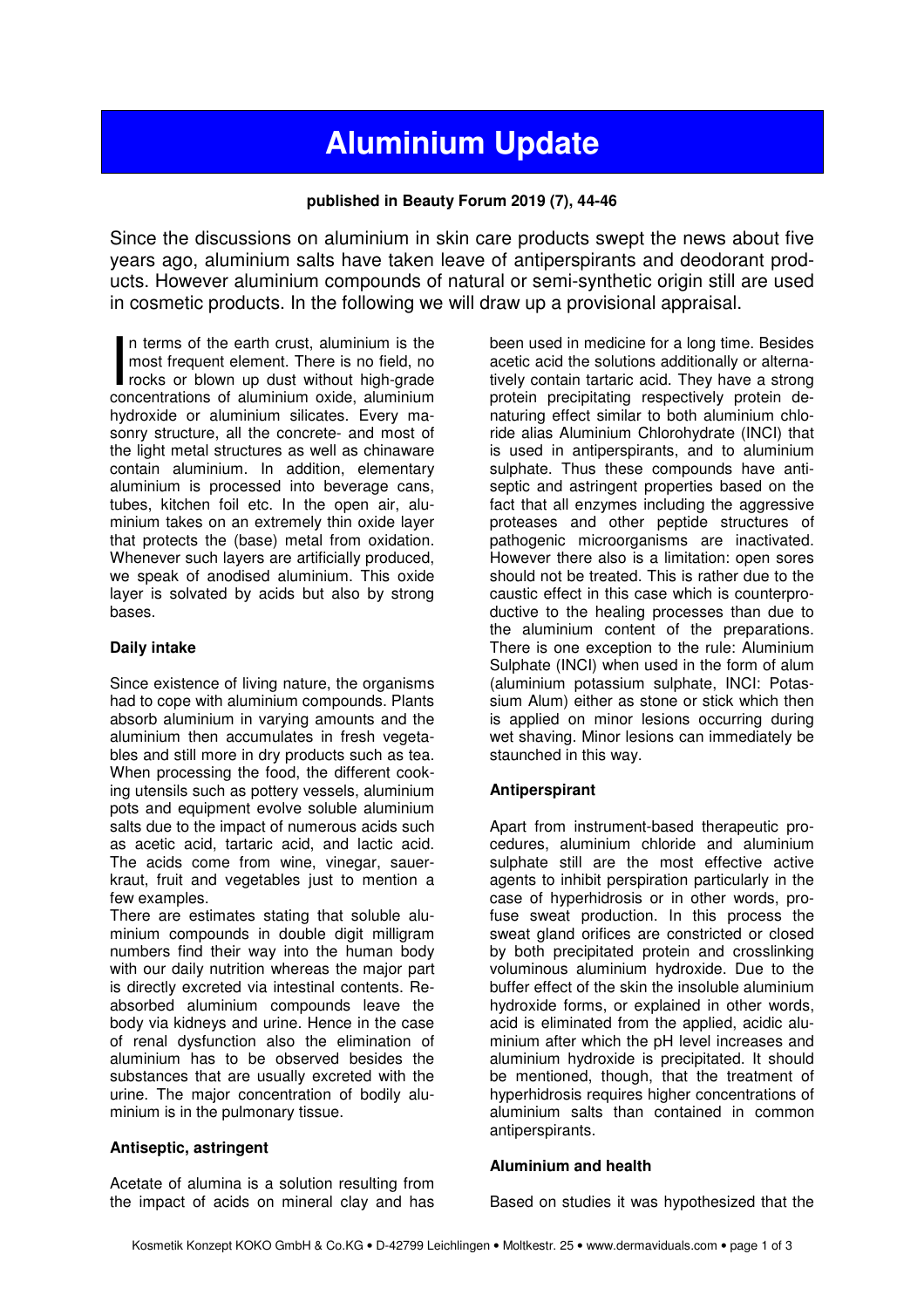# Aluminium Update

**published in Beauty Forum 2019 (7), 44-46**

Since the discussions on aluminium in skin care products swept the news about five years ago, aluminium salts have taken leave of antiperspirants and deodorant products. However aluminium compounds of natural or semi-synthetic origin still are used in cosmetic products. In the following we will draw up a provisional appraisal.

In terms of the earth crust, aluminium is the most frequent element. There is no field, no rocks or blown up dust without high-grade concentrations of aluminium oxide, aluminium hydroxide or aluminium silicates. Every masonry structure, all the concrete- and most of the light metal structures as well as chinaware contain aluminium. In addition, elementary aluminium is processed into beverage cans, tubes, kitchen foil etc. In the open air, aluminium takes on an extremely thin oxide layer that protects the (base) metal from oxidation. Whenever such layers are artificially produced, we speak of anodised aluminium. This oxide layer is solvated by acids but also by strong bases.

**Daily intake**

Since existence of living nature, the organisms had to cope with aluminium compounds. Plants absorb aluminium in varying amounts and the aluminium then accumulates in fresh vegetables and still more in dry products such as tea. When processing the food, the different cooking utensils such as pottery vessels, aluminium pots and equipment evolve soluble aluminium salts due to the impact of numerous acids such as acetic acid, tartaric acid, and lactic acid. The acids come from wine, vinegar, sauerkraut, fruit and vegetables just to mention a few examples.

There are estimates stating that soluble aluminium compounds in double digit milligram numbers find their way into the human body with our daily nutrition whereas the major part is directly excreted via intestinal contents. Reabsorbed aluminium compounds leave the body via kidneys and urine. Hence in the case of renal dysfunction also the elimination of aluminium has to be observed besides the substances that are usually excreted with the urine. The major concentration of bodily aluminium is in the pulmonary tissue.

**Antiseptic, astringent**

Acetate of alumina is a solution resulting from the impact of acids on mineral clay and has been used in medicine for a long time. Besides acetic acid the solutions additionally or alternatively contain tartaric acid. They have a strong protein precipitating respectively protein denaturing effect similar to both aluminium chloride alias Aluminium Chlorohydrate (INCI) that is used in antiperspirants, and to aluminium sulphate. Thus these compounds have antiseptic and astringent properties based on the fact that all enzymes including the aggressive proteases and other peptide structures of pathogenic microorganisms are inactivated. However there also is a limitation: open sores should not be treated. This is rather due to the caustic effect in this case which is counterproductive to the healing processes than due to the aluminium content of the preparations. There is one exception to the rule: Aluminium Sulphate (INCI) when used in the form of alum (aluminium potassium sulphate, INCI: Potassium Alum) either as stone or stick which then is applied on minor lesions occurring during wet shaving. Minor lesions can immediately be staunched in this way.

**Antiperspirant**

Apart from instrument-based therapeutic procedures, aluminium chloride and aluminium sulphate still are the most effective active agents to inhibit perspiration particularly in the case of hyperhidrosis or in other words, profuse sweat production. In this process the sweat gland orifices are constricted or closed by both precipitated protein and crosslinking voluminous aluminium hydroxide. Due to the buffer effect of the skin the insoluble aluminium hydroxide forms, or explained in other words, acid is eliminated from the applied, acidic aluminium after which the pH level increases and aluminium hydroxide is precipitated. It should be mentioned, though, that the treatment of hyperhidrosis requires higher concentrations of aluminium salts than contained in common antiperspirants.

**Aluminium and health**

Based on studies it was hypothesized that the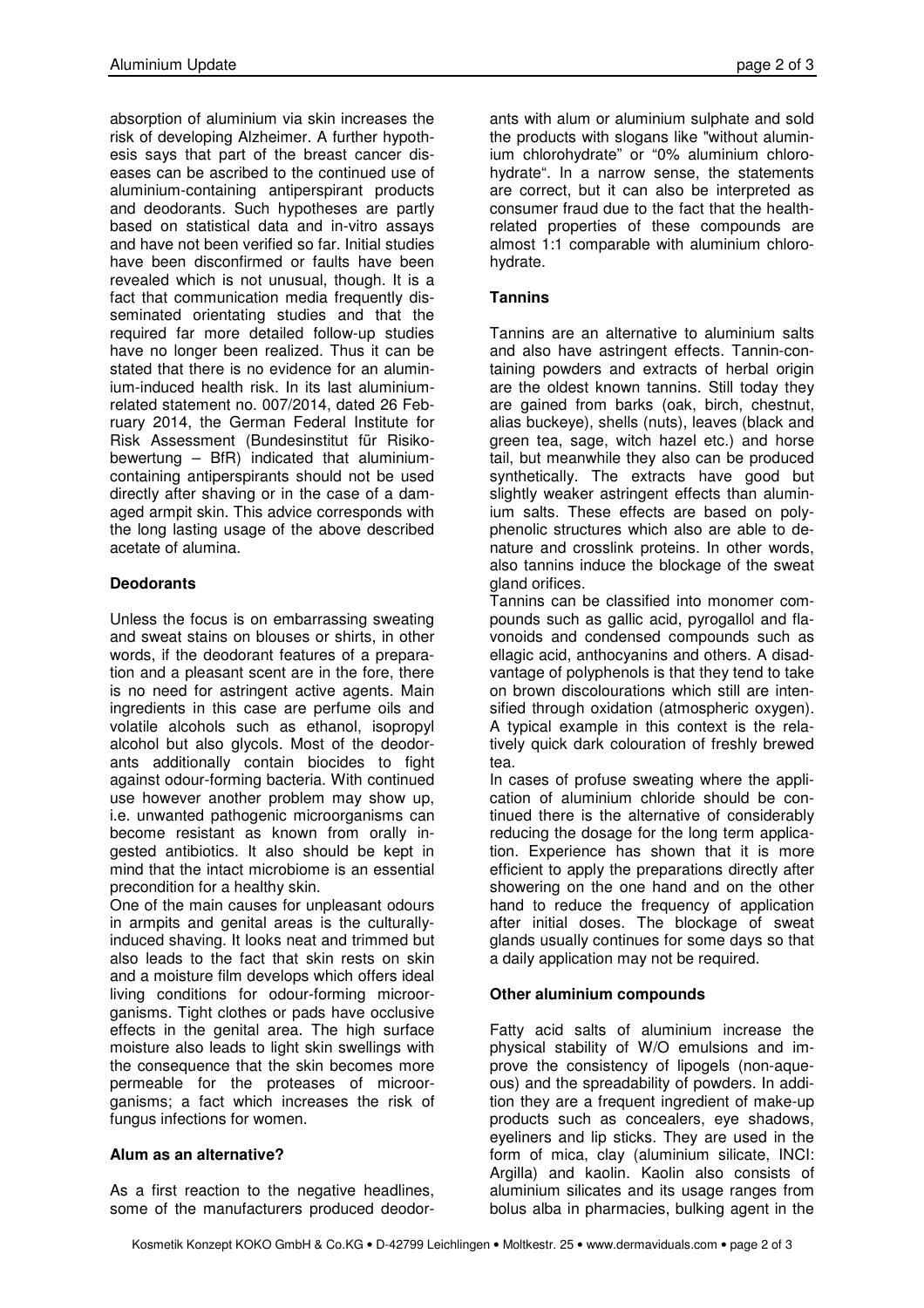absorption of aluminium via skin increases the risk of developing Alzheimer. A further hypothesis says that part of the breast cancer diseases can be ascribed to the continued use of aluminium-containing antiperspirant products and deodorants. Such hypotheses are partly based on statistical data and in-vitro assays and have not been verified so far. Initial studies have been disconfirmed or faults have been revealed which is not unusual, though. It is a fact that communication media frequently disseminated orientating studies and that the required far more detailed follow-up studies have no longer been realized. Thus it can be stated that there is no evidence for an aluminium-induced health risk. In its last aluminium-related statement no. 007/2014, dated 26 February 2014, the German Federal Institute for Risk Assessment (Bundesinstitut für Risikobewertung – BfR) indicated that aluminium-containing antiperspirants should not be used directly after shaving or in the case of a damaged armpit skin. This advice corresponds with the long lasting usage of the above described acetate of alumina.

**Deodorants**

Unless the focus is on embarrassing sweating and sweat stains on blouses or shirts, in other words, if the deodorant features of a preparation and a pleasant scent are in the fore, there is no need for astringent active agents. Main ingredients in this case are perfume oils and volatile alcohols such as ethanol, isopropyl alcohol but also glycols. Most of the deodorants additionally contain biocides to fight against odour-forming bacteria. With continued use however another problem may show up, i.e. unwanted pathogenic microorganisms can become resistant as known from orally ingested antibiotics. It also should be kept in mind that the intact microbiome is an essential precondition for a healthy skin.

One of the main causes for unpleasant odours in armpits and genital areas is the culturally-induced shaving. It looks neat and trimmed but also leads to the fact that skin rests on skin and a moisture film develops which offers ideal living conditions for odour-forming microorganisms. Tight clothes or pads have occlusive effects in the genital area. The high surface moisture also leads to light skin swellings with the consequence that the skin becomes more permeable for the proteases of microorganisms; a fact which increases the risk of fungus infections for women.

**Alum as an alternative?**

As a first reaction to the negative headlines, some of the manufacturers produced deodorants with alum or aluminium sulphate and sold the products with slogans like "without aluminium chlorohydrate" or "0% aluminium chlorohydrate". In a narrow sense, the statements are correct, but it can also be interpreted as consumer fraud due to the fact that the health-related properties of these compounds are almost 1:1 comparable with aluminium chlorohydrate.

**Tannins**

Tannins are an alternative to aluminium salts and also have astringent effects. Tannin-containing powders and extracts of herbal origin are the oldest known tannins. Still today they are gained from barks (oak, birch, chestnut, alias buckeye), shells (nuts), leaves (black and green tea, sage, witch hazel etc.) and horse tail, but meanwhile they also can be produced synthetically. The extracts have good but slightly weaker astringent effects than aluminium salts. These effects are based on polyphenolic structures which also are able to denature and crosslink proteins. In other words, also tannins induce the blockage of the sweat gland orifices.

Tannins can be classified into monomer compounds such as gallic acid, pyrogallol and flavonoids and condensed compounds such as ellagic acid, anthocyanins and others. A disadvantage of polyphenols is that they tend to take on brown discolourations which still are intensified through oxidation (atmospheric oxygen). A typical example in this context is the relatively quick dark colouration of freshly brewed tea.

In cases of profuse sweating where the application of aluminium chloride should be continued there is the alternative of considerably reducing the dosage for the long term application. Experience has shown that it is more efficient to apply the preparations directly after showering on the one hand and on the other hand to reduce the frequency of application after initial doses. The blockage of sweat glands usually continues for some days so that a daily application may not be required.

**Other aluminium compounds**

Fatty acid salts of aluminium increase the physical stability of W/O emulsions and improve the consistency of lipogels (non-aqueous) and the spreadability of powders. In addition they are a frequent ingredient of make-up products such as concealers, eye shadows, eyeliners and lip sticks. They are used in the form of mica, clay (aluminium silicate, INCI: Argilla) and kaolin. Kaolin also consists of aluminium silicates and its usage ranges from bolus alba in pharmacies, bulking agent in the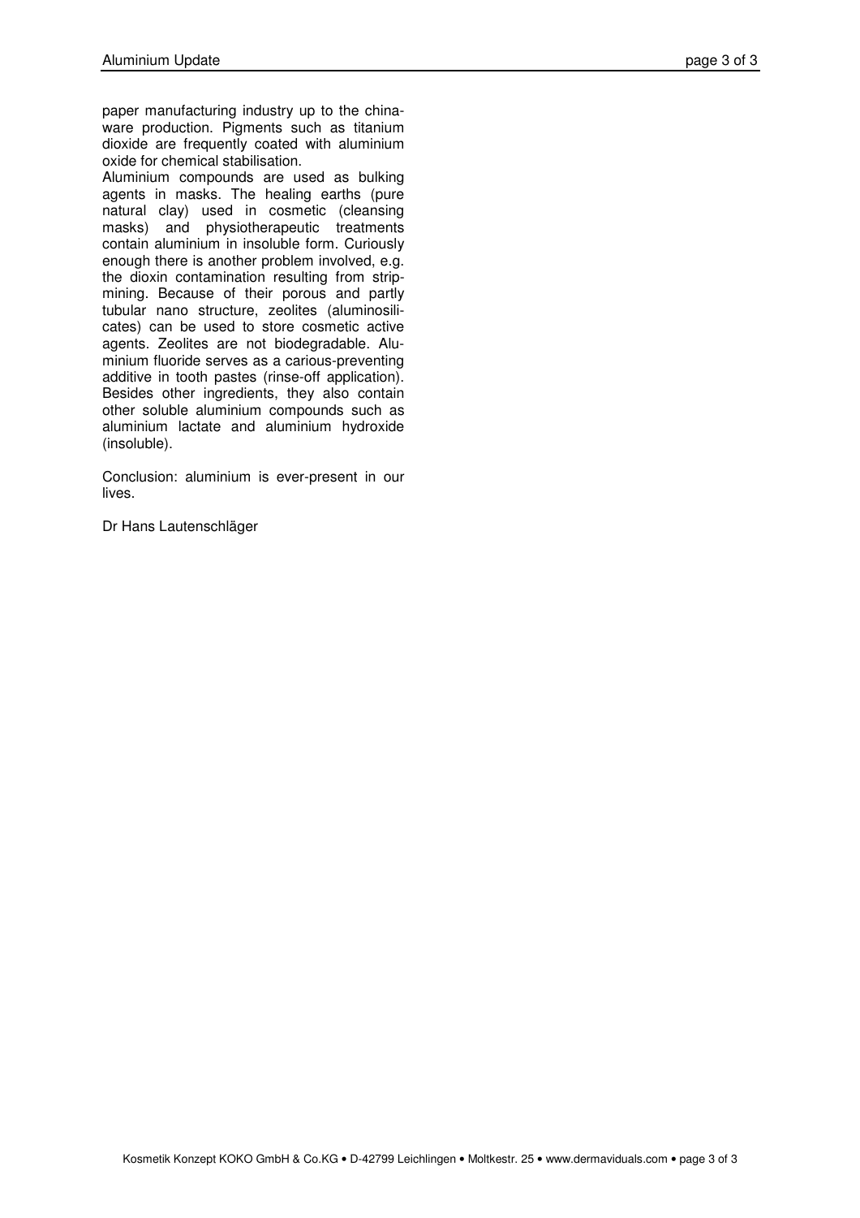paper manufacturing industry up to the china-ware production. Pigments such as titanium dioxide are frequently coated with aluminium oxide for chemical stabilisation.

Aluminium compounds are used as bulking agents in masks. The healing earths (pure natural clay) used in cosmetic (cleansing masks) and physiotherapeutic treatments contain aluminium in insoluble form. Curiously enough there is another problem involved, e.g. the dioxin contamination resulting from strip-mining. Because of their porous and partly tubular nano structure, zeolites (aluminosilicates) can be used to store cosmetic active agents. Zeolites are not biodegradable. Aluminium fluoride serves as a carious-preventing additive in tooth pastes (rinse-off application). Besides other ingredients, they also contain other soluble aluminium compounds such as aluminium lactate and aluminium hydroxide (insoluble).

Conclusion: aluminium is ever-present in our lives.

Dr Hans Lautenschläger